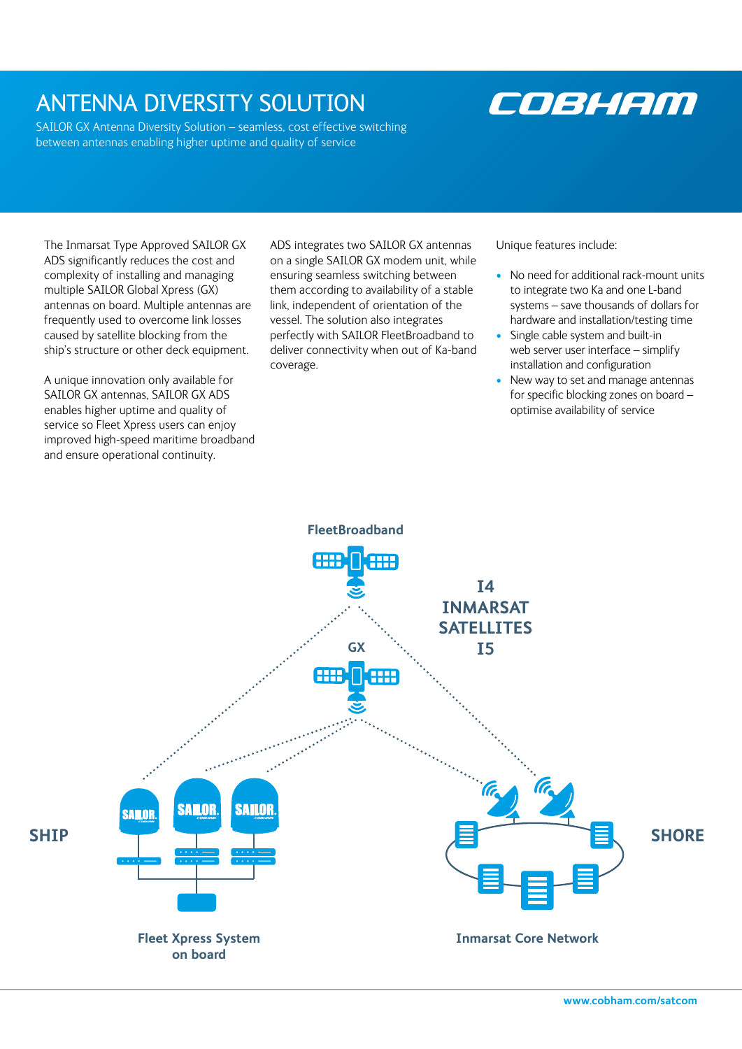# ANTENNA DIVERSITY SOLUTION

SAILOR GX Antenna Diversity Solution – seamless, cost effective switching between antennas enabling higher uptime and quality of service

The Inmarsat Type Approved SAILOR GX ADS significantly reduces the cost and complexity of installing and managing multiple SAILOR Global Xpress (GX) antennas on board. Multiple antennas are frequently used to overcome link losses caused by satellite blocking from the ship's structure or other deck equipment.

A unique innovation only available for SAILOR GX antennas, SAILOR GX ADS enables higher uptime and quality of service so Fleet Xpress users can enjoy improved high-speed maritime broadband and ensure operational continuity.

ADS integrates two SAILOR GX antennas on a single SAILOR GX modem unit, while ensuring seamless switching between them according to availability of a stable link, independent of orientation of the vessel. The solution also integrates perfectly with SAILOR FleetBroadband to deliver connectivity when out of Ka-band coverage.

Unique features include:

- No need for additional rack-mount units to integrate two Ka and one L-band systems – save thousands of dollars for hardware and installation/testing time
- Single cable system and built-in web server user interface – simplify installation and configuration
- New way to set and manage antennas for specific blocking zones on board – optimise availability of service

FleetBroadband

I4 INMARSAT SATELLITES I5

GX

SHIP

SHORE

Fleet Xpress System on board

Inmarsat Core Network

www.cobham.com/satcom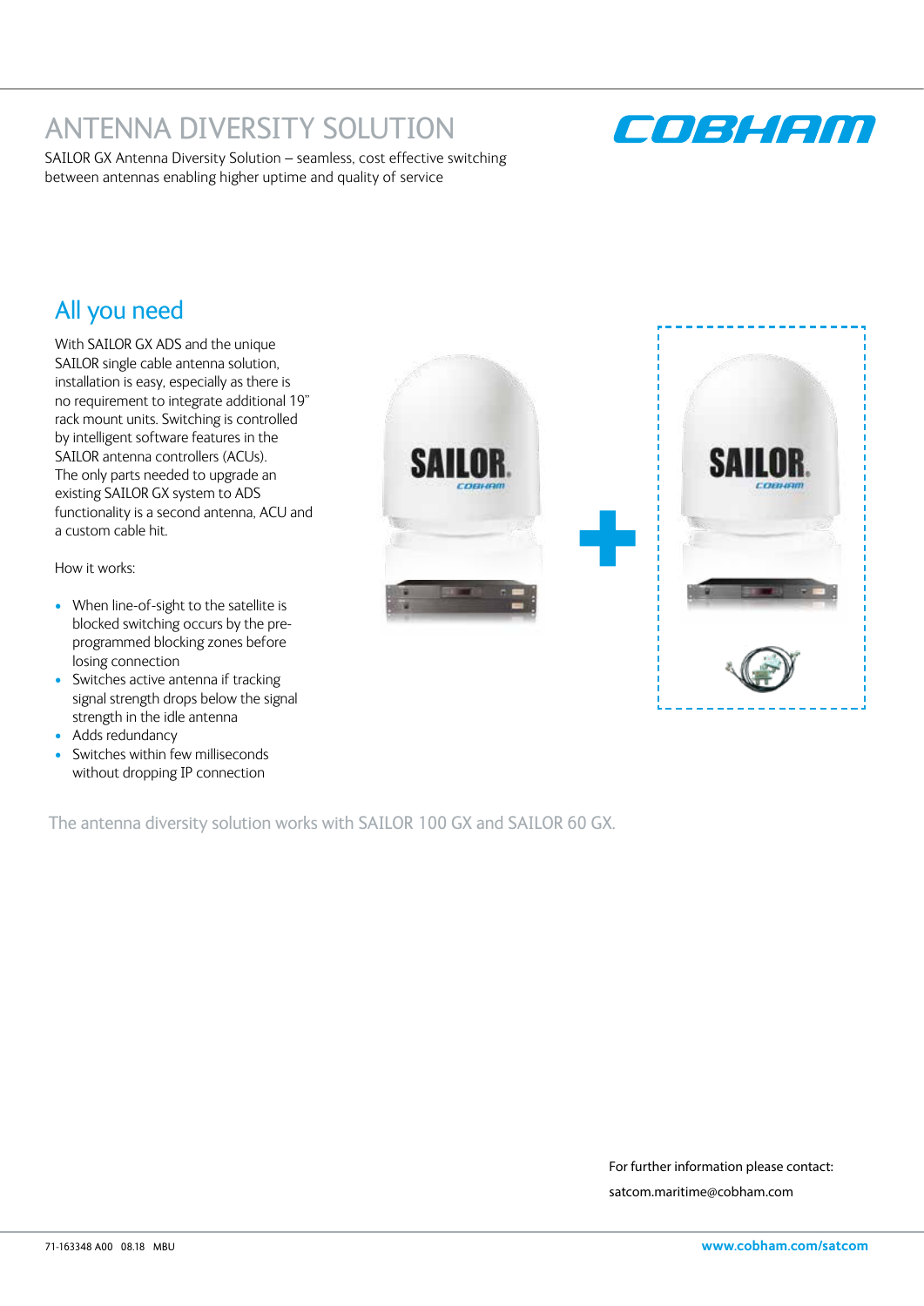# ANTENNA DIVERSITY SOLUTION

SAILOR GX Antenna Diversity Solution – seamless, cost effective switching between antennas enabling higher uptime and quality of service

## All you need

With SAILOR GX ADS and the unique SAILOR single cable antenna solution, installation is easy, especially as there is no requirement to integrate additional 19" rack mount units. Switching is controlled by intelligent software features in the SAILOR antenna controllers (ACUs). The only parts needed to upgrade an existing SAILOR GX system to ADS functionality is a second antenna, ACU and a custom cable hit.

How it works:

- When line-of-sight to the satellite is blocked switching occurs by the pre-programmed blocking zones before losing connection
- Switches active antenna if tracking signal strength drops below the signal strength in the idle antenna
- Adds redundancy
- Switches within few milliseconds without dropping IP connection

The antenna diversity solution works with SAILOR 100 GX and SAILOR 60 GX.

For further information please contact:

satcom.maritime@cobham.com

71-163348 A00 08.18 MBU

www.cobham.com/satcom